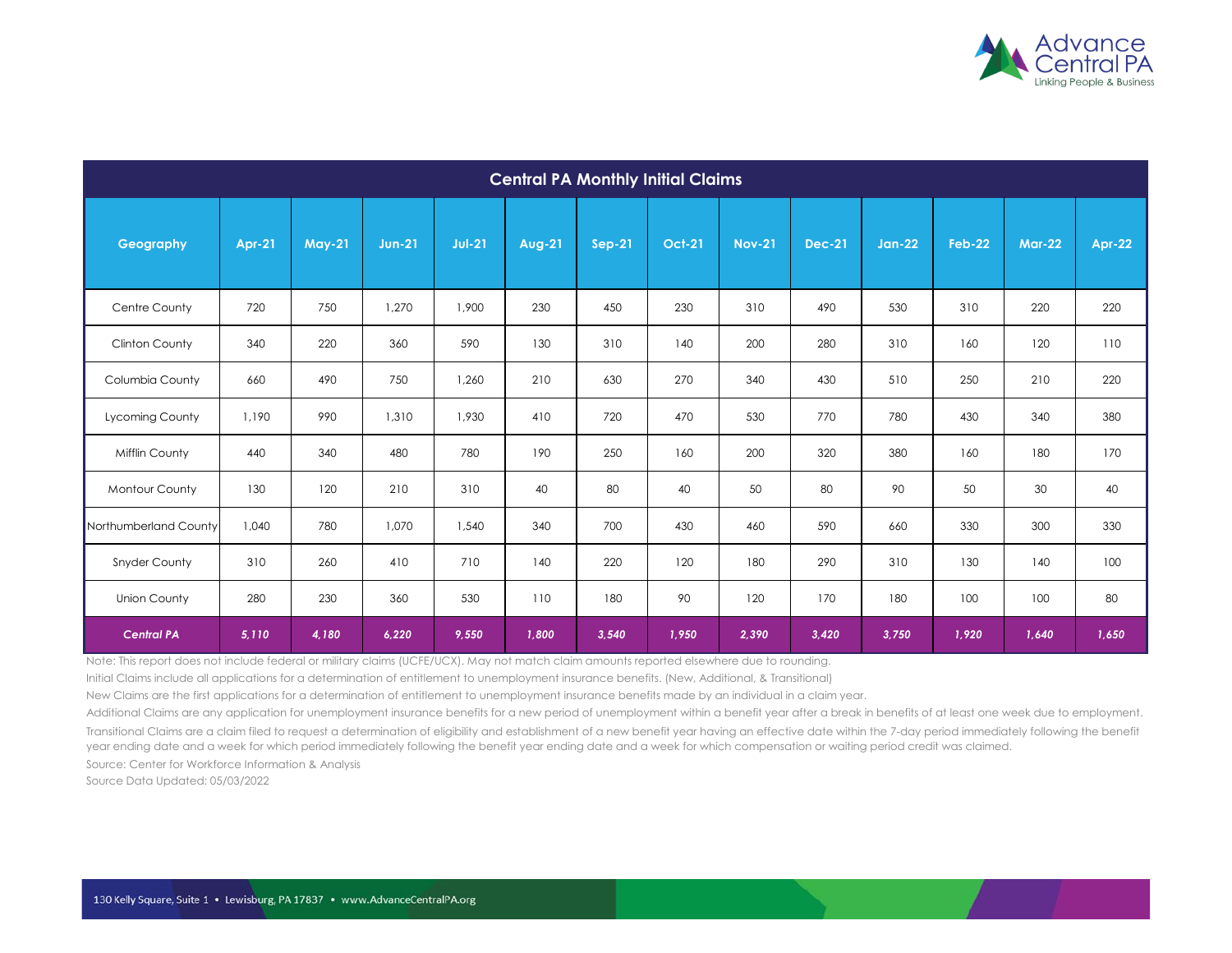# Central PA Monthly Initial Claims

| Geography | Apr-21 | May-21 | Jun-21 | Jul-21 | Aug-21 | Sep-21 | Oct-21 | Nov-21 | Dec-21 | Jan-22 | Feb-22 | Mar-22 | Apr-22 |
|---|---|---|---|---|---|---|---|---|---|---|---|---|---|
| Centre County | 720 | 750 | 1,270 | 1,900 | 230 | 450 | 230 | 310 | 490 | 530 | 310 | 220 | 220 |
| Clinton County | 340 | 220 | 360 | 590 | 130 | 310 | 140 | 200 | 280 | 310 | 160 | 120 | 110 |
| Columbia County | 660 | 490 | 750 | 1,260 | 210 | 630 | 270 | 340 | 430 | 510 | 250 | 210 | 220 |
| Lycoming County | 1,190 | 990 | 1,310 | 1,930 | 410 | 720 | 470 | 530 | 770 | 780 | 430 | 340 | 380 |
| Mifflin County | 440 | 340 | 480 | 780 | 190 | 250 | 160 | 200 | 320 | 380 | 160 | 180 | 170 |
| Montour County | 130 | 120 | 210 | 310 | 40 | 80 | 40 | 50 | 80 | 90 | 50 | 30 | 40 |
| Northumberland County | 1,040 | 780 | 1,070 | 1,540 | 340 | 700 | 430 | 460 | 590 | 660 | 330 | 300 | 330 |
| Snyder County | 310 | 260 | 410 | 710 | 140 | 220 | 120 | 180 | 290 | 310 | 130 | 140 | 100 |
| Union County | 280 | 230 | 360 | 530 | 110 | 180 | 90 | 120 | 170 | 180 | 100 | 100 | 80 |
| ***Central PA*** | ***5,110*** | ***4,180*** | ***6,220*** | ***9,550*** | ***1,800*** | ***3,540*** | ***1,950*** | ***2,390*** | ***3,420*** | ***3,750*** | ***1,920*** | ***1,640*** | ***1,650*** |

Note: This report does not include federal or military claims (UCFE/UCX). May not match claim amounts reported elsewhere due to rounding.

Initial Claims include all applications for a determination of entitlement to unemployment insurance benefits. (New, Additional, & Transitional)

New Claims are the first applications for a determination of entitlement to unemployment insurance benefits made by an individual in a claim year.

Additional Claims are any application for unemployment insurance benefits for a new period of unemployment within a benefit year after a break in benefits of at least one week due to employment.

Transitional Claims are a claim filed to request a determination of eligibility and establishment of a new benefit year having an effective date within the 7-day period immediately following the benefit year ending date and a week for which period immediately following the benefit year ending date and a week for which compensation or waiting period credit was claimed.

Source: Center for Workforce Information & Analysis

Source Data Updated: 05/03/2022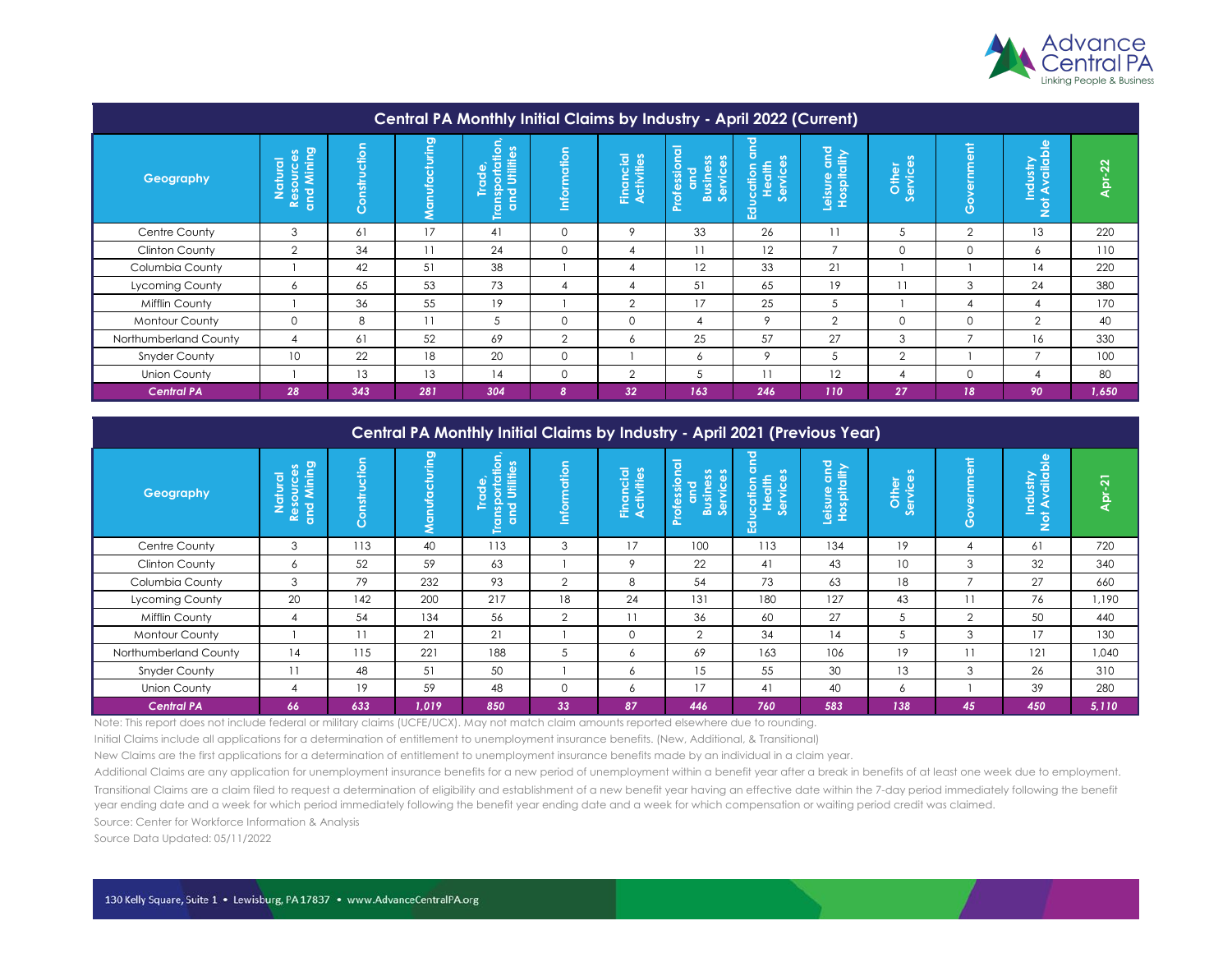## Central PA Monthly Initial Claims by Industry - April 2022 (Current)

| Geography | Natural Resources and Mining | Construction | Manufacturing | Trade, Transportation, and Utilities | Information | Financial Activities | Professional and Business Services | Education and Health Services | Leisure and Hospitality | Other Services | Government | Industry Not Available | Apr-22 |
|---|---|---|---|---|---|---|---|---|---|---|---|---|---|
| Centre County | 3 | 61 | 17 | 41 | 0 | 9 | 33 | 26 | 11 | 5 | 2 | 13 | 220 |
| Clinton County | 2 | 34 | 11 | 24 | 0 | 4 | 11 | 12 | 7 | 0 | 0 | 6 | 110 |
| Columbia County | 1 | 42 | 51 | 38 | 1 | 4 | 12 | 33 | 21 | 1 | 1 | 14 | 220 |
| Lycoming County | 6 | 65 | 53 | 73 | 4 | 4 | 51 | 65 | 19 | 11 | 3 | 24 | 380 |
| Mifflin County | 1 | 36 | 55 | 19 | 1 | 2 | 17 | 25 | 5 | 1 | 4 | 4 | 170 |
| Montour County | 0 | 8 | 11 | 5 | 0 | 0 | 4 | 9 | 2 | 0 | 0 | 2 | 40 |
| Northumberland County | 4 | 61 | 52 | 69 | 2 | 6 | 25 | 57 | 27 | 3 | 7 | 16 | 330 |
| Snyder County | 10 | 22 | 18 | 20 | 0 | 1 | 6 | 9 | 5 | 2 | 1 | 7 | 100 |
| Union County | 1 | 13 | 13 | 14 | 0 | 2 | 5 | 11 | 12 | 4 | 0 | 4 | 80 |
| ***Central PA*** | ***28*** | ***343*** | ***281*** | ***304*** | ***8*** | ***32*** | ***163*** | ***246*** | ***110*** | ***27*** | ***18*** | ***90*** | ***1,650*** |

## Central PA Monthly Initial Claims by Industry - April 2021 (Previous Year)

| Geography | Natural Resources and Mining | Construction | Manufacturing | Trade, Transportation, and Utilities | Information | Financial Activities | Professional and Business Services | Education and Health Services | Leisure and Hospitality | Other Services | Government | Industry Not Available | Apr-21 |
|---|---|---|---|---|---|---|---|---|---|---|---|---|---|
| Centre County | 3 | 113 | 40 | 113 | 3 | 17 | 100 | 113 | 134 | 19 | 4 | 61 | 720 |
| Clinton County | 6 | 52 | 59 | 63 | 1 | 9 | 22 | 41 | 43 | 10 | 3 | 32 | 340 |
| Columbia County | 3 | 79 | 232 | 93 | 2 | 8 | 54 | 73 | 63 | 18 | 7 | 27 | 660 |
| Lycoming County | 20 | 142 | 200 | 217 | 18 | 24 | 131 | 180 | 127 | 43 | 11 | 76 | 1,190 |
| Mifflin County | 4 | 54 | 134 | 56 | 2 | 11 | 36 | 60 | 27 | 5 | 2 | 50 | 440 |
| Montour County | 1 | 11 | 21 | 21 | 1 | 0 | 2 | 34 | 14 | 5 | 3 | 17 | 130 |
| Northumberland County | 14 | 115 | 221 | 188 | 5 | 6 | 69 | 163 | 106 | 19 | 11 | 121 | 1,040 |
| Snyder County | 11 | 48 | 51 | 50 | 1 | 6 | 15 | 55 | 30 | 13 | 3 | 26 | 310 |
| Union County | 4 | 19 | 59 | 48 | 0 | 6 | 17 | 41 | 40 | 6 | 1 | 39 | 280 |
| ***Central PA*** | ***66*** | ***633*** | ***1,019*** | ***850*** | ***33*** | ***87*** | ***446*** | ***760*** | ***583*** | ***138*** | ***45*** | ***450*** | ***5,110*** |

Note: This report does not include federal or military claims (UCFE/UCX). May not match claim amounts reported elsewhere due to rounding.

Initial Claims include all applications for a determination of entitlement to unemployment insurance benefits. (New, Additional, & Transitional)

New Claims are the first applications for a determination of entitlement to unemployment insurance benefits made by an individual in a claim year.

Additional Claims are any application for unemployment insurance benefits for a new period of unemployment within a benefit year after a break in benefits of at least one week due to employment.

Transitional Claims are a claim filed to request a determination of eligibility and establishment of a new benefit year having an effective date within the 7-day period immediately following the benefit year ending date and a week for which period immediately following the benefit year ending date and a week for which compensation or waiting period credit was claimed.

Source: Center for Workforce Information & Analysis

Source Data Updated: 05/11/2022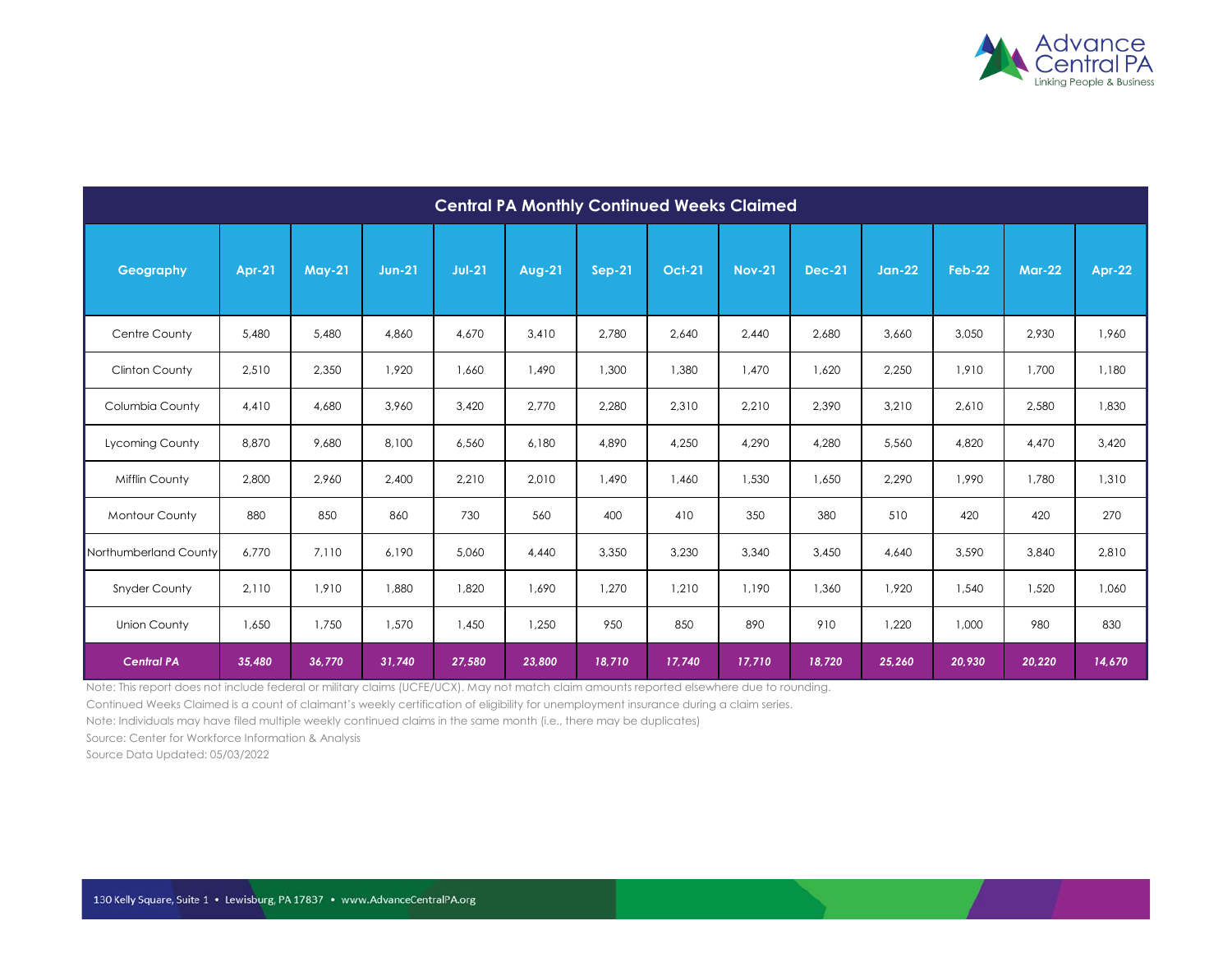## Central PA Monthly Continued Weeks Claimed

| Geography | Apr-21 | May-21 | Jun-21 | Jul-21 | Aug-21 | Sep-21 | Oct-21 | Nov-21 | Dec-21 | Jan-22 | Feb-22 | Mar-22 | Apr-22 |
|---|---|---|---|---|---|---|---|---|---|---|---|---|---|
| Centre County | 5,480 | 5,480 | 4,860 | 4,670 | 3,410 | 2,780 | 2,640 | 2,440 | 2,680 | 3,660 | 3,050 | 2,930 | 1,960 |
| Clinton County | 2,510 | 2,350 | 1,920 | 1,660 | 1,490 | 1,300 | 1,380 | 1,470 | 1,620 | 2,250 | 1,910 | 1,700 | 1,180 |
| Columbia County | 4,410 | 4,680 | 3,960 | 3,420 | 2,770 | 2,280 | 2,310 | 2,210 | 2,390 | 3,210 | 2,610 | 2,580 | 1,830 |
| Lycoming County | 8,870 | 9,680 | 8,100 | 6,560 | 6,180 | 4,890 | 4,250 | 4,290 | 4,280 | 5,560 | 4,820 | 4,470 | 3,420 |
| Mifflin County | 2,800 | 2,960 | 2,400 | 2,210 | 2,010 | 1,490 | 1,460 | 1,530 | 1,650 | 2,290 | 1,990 | 1,780 | 1,310 |
| Montour County | 880 | 850 | 860 | 730 | 560 | 400 | 410 | 350 | 380 | 510 | 420 | 420 | 270 |
| Northumberland County | 6,770 | 7,110 | 6,190 | 5,060 | 4,440 | 3,350 | 3,230 | 3,340 | 3,450 | 4,640 | 3,590 | 3,840 | 2,810 |
| Snyder County | 2,110 | 1,910 | 1,880 | 1,820 | 1,690 | 1,270 | 1,210 | 1,190 | 1,360 | 1,920 | 1,540 | 1,520 | 1,060 |
| Union County | 1,650 | 1,750 | 1,570 | 1,450 | 1,250 | 950 | 850 | 890 | 910 | 1,220 | 1,000 | 980 | 830 |
| ***Central PA*** | ***35,480*** | ***36,770*** | ***31,740*** | ***27,580*** | ***23,800*** | ***18,710*** | ***17,740*** | ***17,710*** | ***18,720*** | ***25,260*** | ***20,930*** | ***20,220*** | ***14,670*** |

Note: This report does not include federal or military claims (UCFE/UCX). May not match claim amounts reported elsewhere due to rounding.

Continued Weeks Claimed is a count of claimant's weekly certification of eligibility for unemployment insurance during a claim series.

Note: Individuals may have filed multiple weekly continued claims in the same month (i.e., there may be duplicates)

Source: Center for Workforce Information & Analysis

Source Data Updated: 05/03/2022